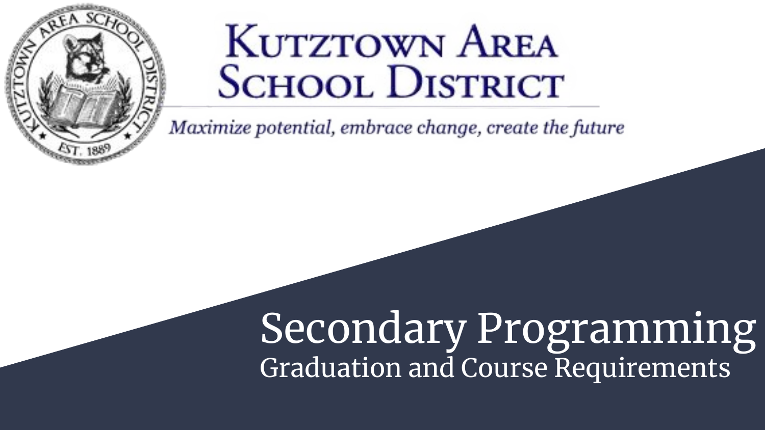# Kutztown Area School District

*Maximize potential, embrace change, create the future*

# Secondary Programming

## Graduation and Course Requirements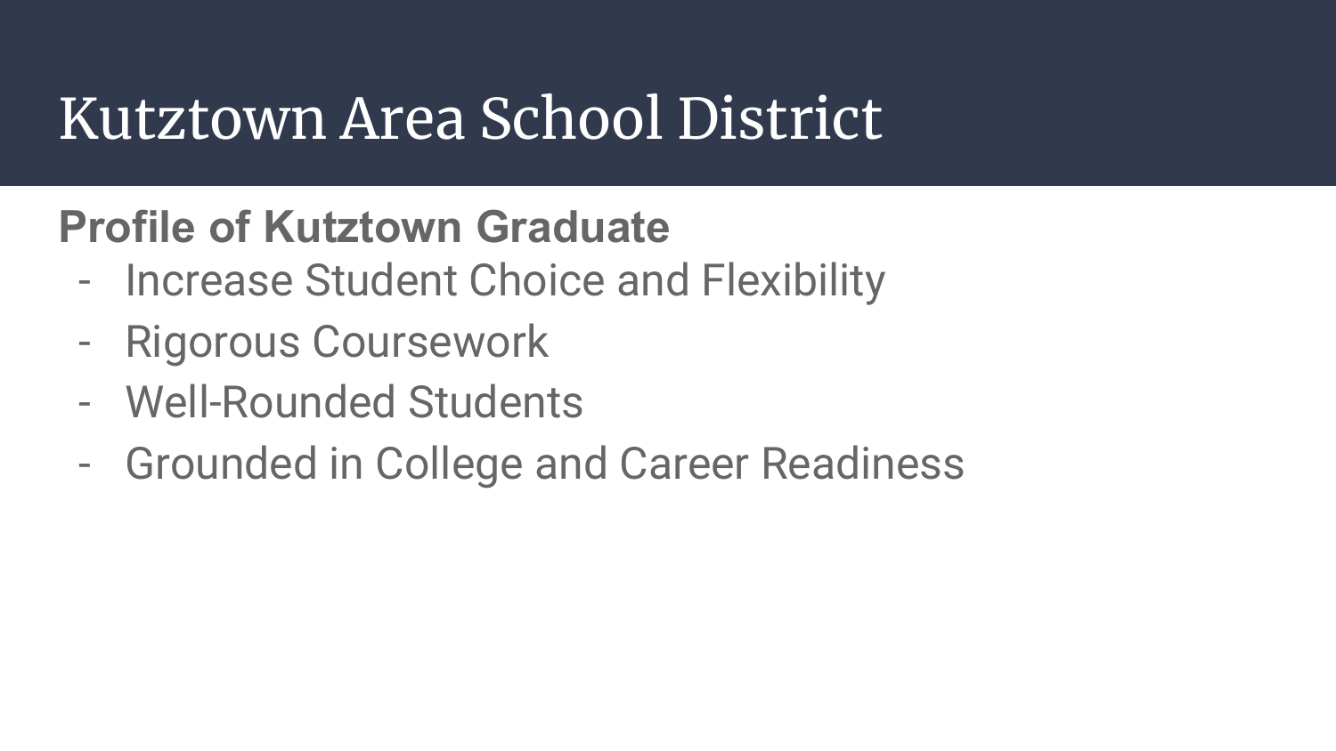# Kutztown Area School District

**Profile of Kutztown Graduate**

- Increase Student Choice and Flexibility
- Rigorous Coursework
- Well-Rounded Students
- Grounded in College and Career Readiness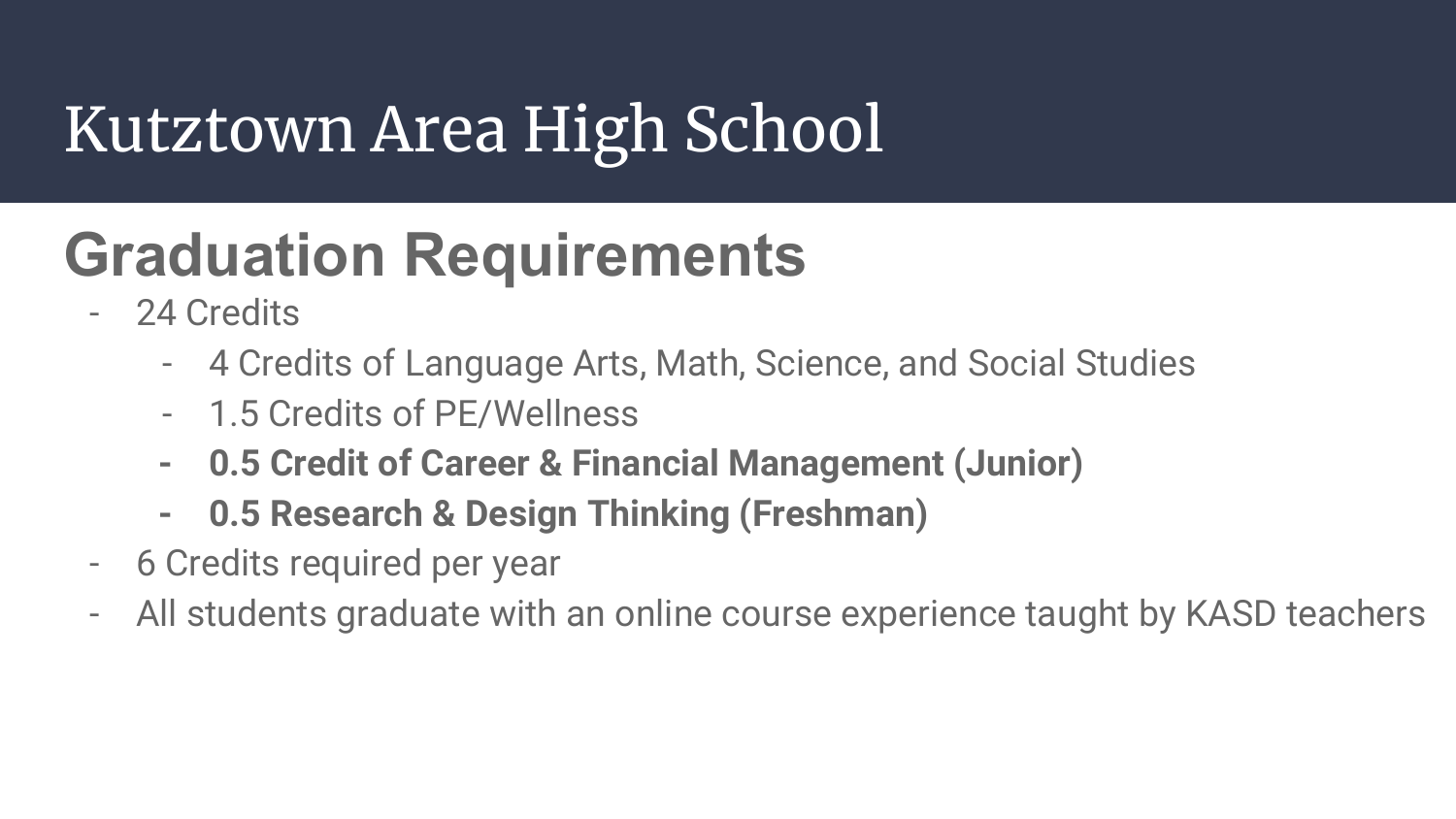# Kutztown Area High School

## Graduation Requirements

- 24 Credits
  - 4 Credits of Language Arts, Math, Science, and Social Studies
  - 1.5 Credits of PE/Wellness
  - **0.5 Credit of Career & Financial Management (Junior)**
  - **0.5 Research & Design Thinking (Freshman)**
- 6 Credits required per year
- All students graduate with an online course experience taught by KASD teachers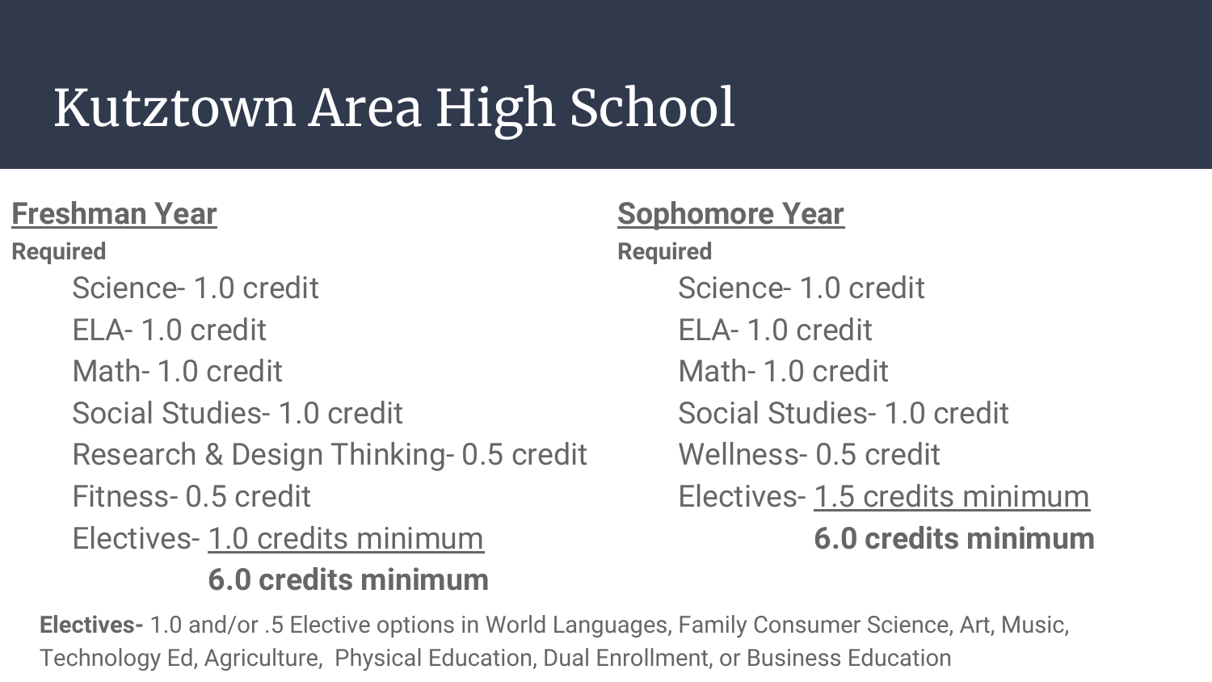# Kutztown Area High School

## Freshman Year

**Required**

- Science- 1.0 credit
- ELA- 1.0 credit
- Math- 1.0 credit
- Social Studies- 1.0 credit
- Research & Design Thinking- 0.5 credit
- Fitness- 0.5 credit
- Electives- 1.0 credits minimum

**6.0 credits minimum**

## Sophomore Year

**Required**

- Science- 1.0 credit
- ELA- 1.0 credit
- Math- 1.0 credit
- Social Studies- 1.0 credit
- Wellness- 0.5 credit
- Electives- 1.5 credits minimum

**6.0 credits minimum**

**Electives-** 1.0 and/or .5 Elective options in World Languages, Family Consumer Science, Art, Music, Technology Ed, Agriculture, Physical Education, Dual Enrollment, or Business Education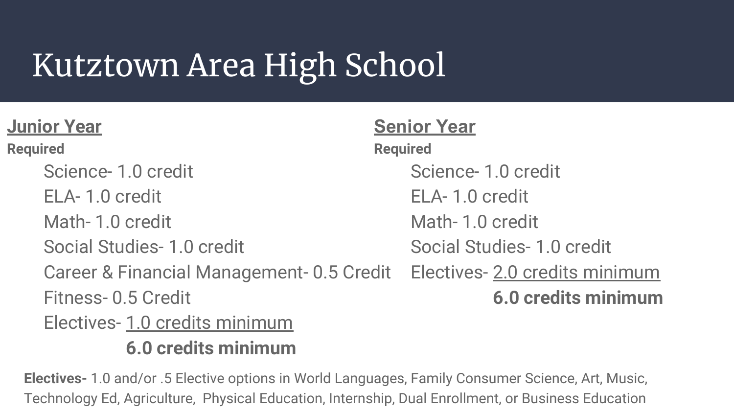# Kutztown Area High School

## Junior Year

**Required**

- Science- 1.0 credit
- ELA- 1.0 credit
- Math- 1.0 credit
- Social Studies- 1.0 credit
- Career & Financial Management- 0.5 Credit
- Fitness- 0.5 Credit
- Electives- 1.0 credits minimum

**6.0 credits minimum**

## Senior Year

**Required**

- Science- 1.0 credit
- ELA- 1.0 credit
- Math- 1.0 credit
- Social Studies- 1.0 credit
- Electives- 2.0 credits minimum

**6.0 credits minimum**

**Electives-** 1.0 and/or .5 Elective options in World Languages, Family Consumer Science, Art, Music, Technology Ed, Agriculture, Physical Education, Internship, Dual Enrollment, or Business Education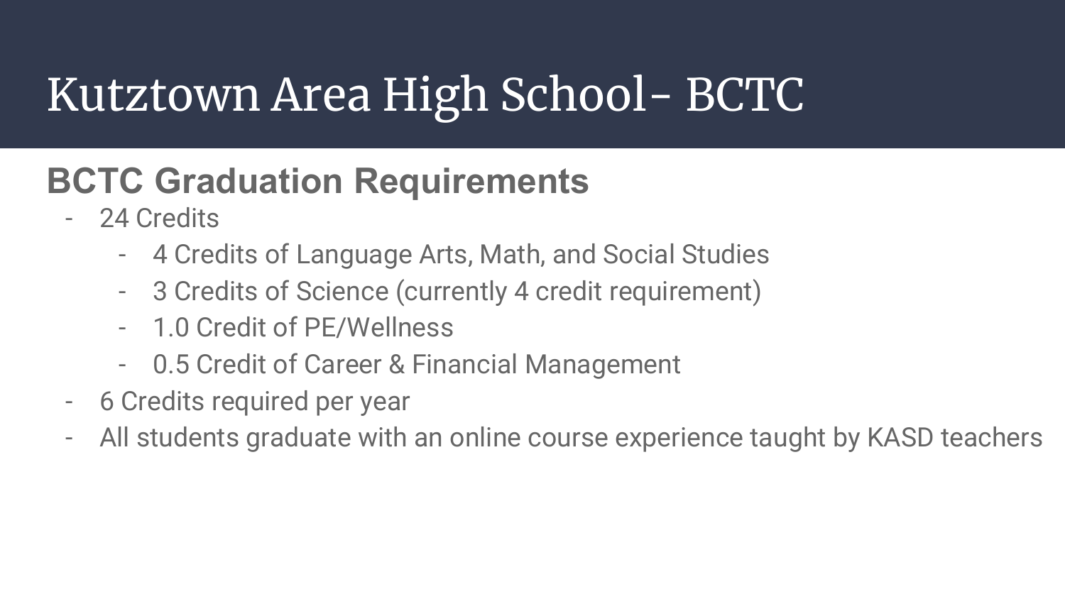# Kutztown Area High School- BCTC

## BCTC Graduation Requirements

- 24 Credits
  - 4 Credits of Language Arts, Math, and Social Studies
  - 3 Credits of Science (currently 4 credit requirement)
  - 1.0 Credit of PE/Wellness
  - 0.5 Credit of Career & Financial Management
- 6 Credits required per year
- All students graduate with an online course experience taught by KASD teachers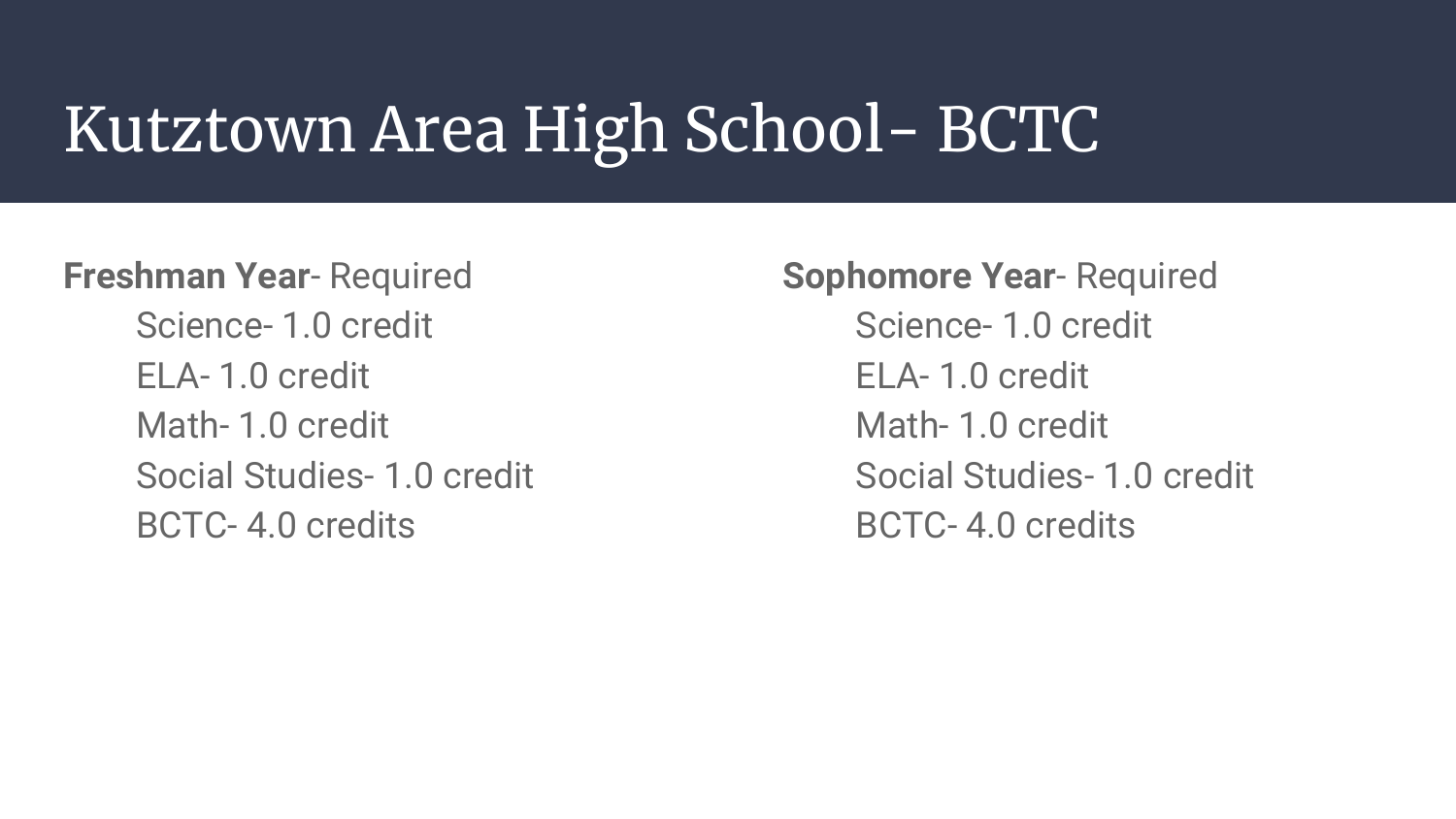# Kutztown Area High School- BCTC

**Freshman Year**- Required

- Science- 1.0 credit
- ELA- 1.0 credit
- Math- 1.0 credit
- Social Studies- 1.0 credit
- BCTC- 4.0 credits

**Sophomore Year**- Required

- Science- 1.0 credit
- ELA- 1.0 credit
- Math- 1.0 credit
- Social Studies- 1.0 credit
- BCTC- 4.0 credits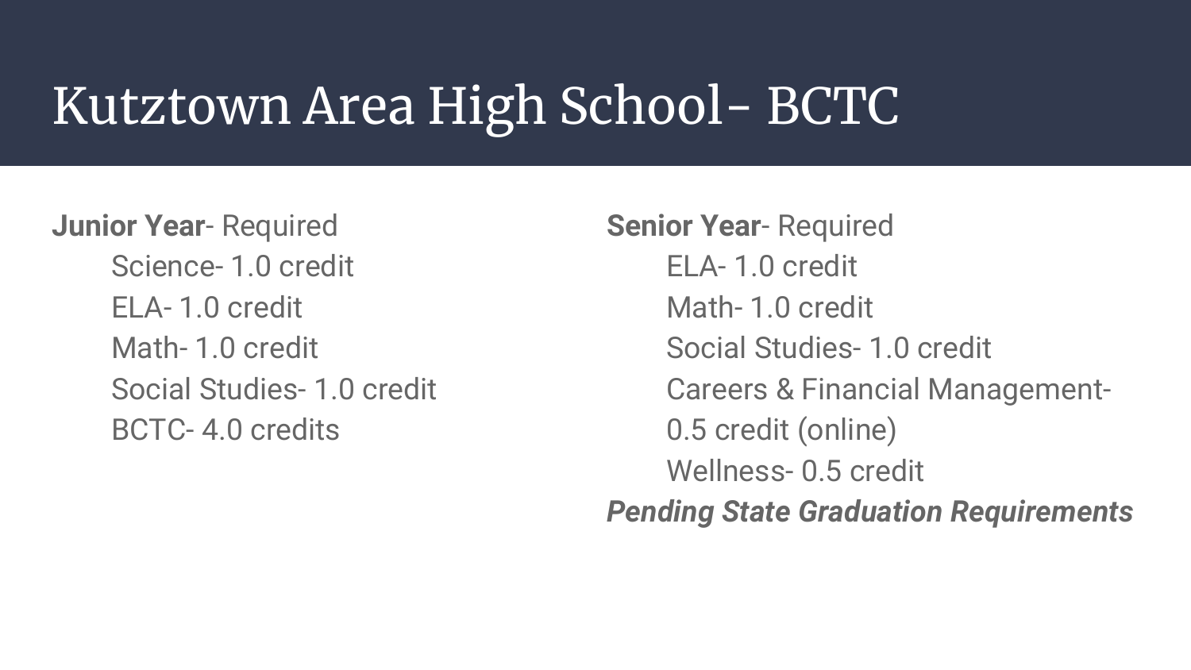# Kutztown Area High School- BCTC

**Junior Year**- Required

- Science- 1.0 credit
- ELA- 1.0 credit
- Math- 1.0 credit
- Social Studies- 1.0 credit
- BCTC- 4.0 credits

**Senior Year**- Required

- ELA- 1.0 credit
- Math- 1.0 credit
- Social Studies- 1.0 credit
- Careers & Financial Management- 0.5 credit (online)
- Wellness- 0.5 credit

***Pending State Graduation Requirements***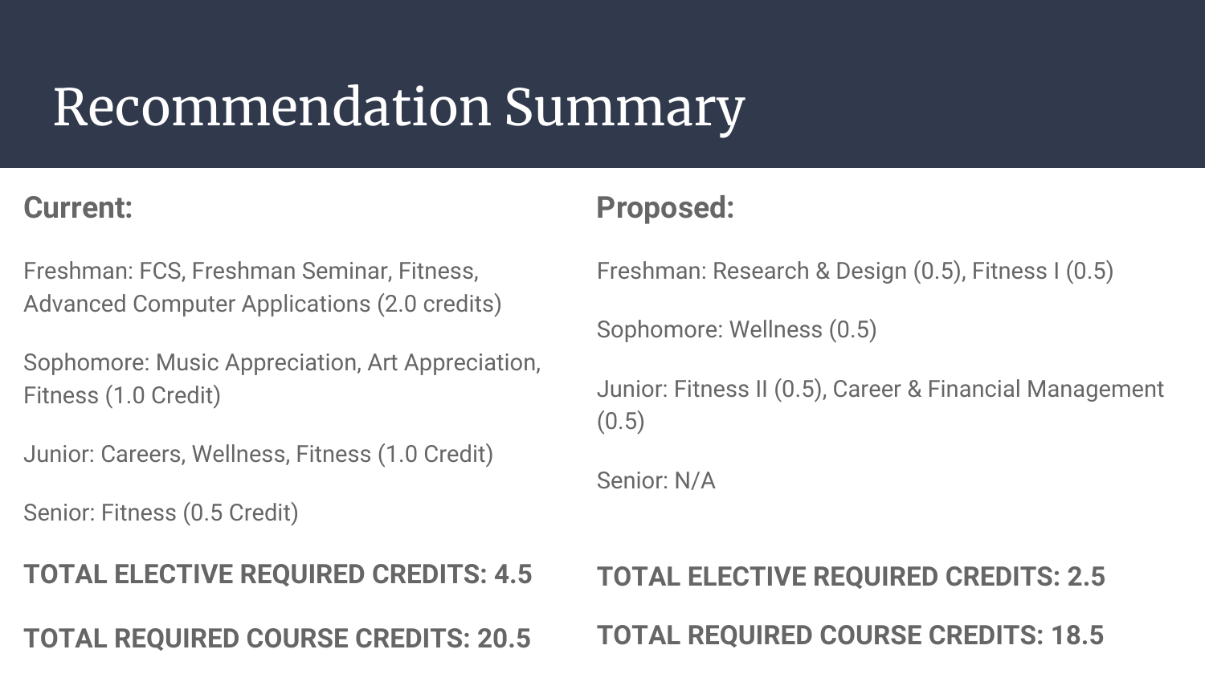# Recommendation Summary

**Current:**

Freshman: FCS, Freshman Seminar, Fitness, Advanced Computer Applications (2.0 credits)

Sophomore: Music Appreciation, Art Appreciation, Fitness (1.0 Credit)

Junior: Careers, Wellness, Fitness (1.0 Credit)

Senior: Fitness (0.5 Credit)

**TOTAL ELECTIVE REQUIRED CREDITS: 4.5**

**TOTAL REQUIRED COURSE CREDITS: 20.5**

**Proposed:**

Freshman: Research & Design (0.5), Fitness I (0.5)

Sophomore: Wellness (0.5)

Junior: Fitness II (0.5), Career & Financial Management (0.5)

Senior: N/A

**TOTAL ELECTIVE REQUIRED CREDITS: 2.5**

**TOTAL REQUIRED COURSE CREDITS: 18.5**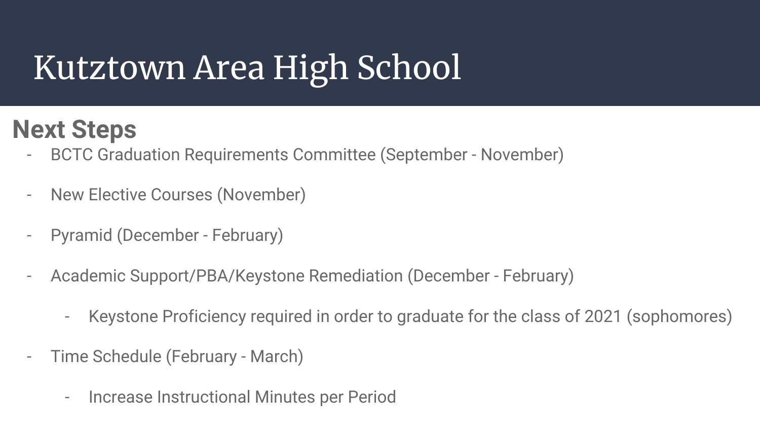# Kutztown Area High School

## Next Steps

- BCTC Graduation Requirements Committee (September - November)
- New Elective Courses (November)
- Pyramid (December - February)
- Academic Support/PBA/Keystone Remediation (December - February)
  - Keystone Proficiency required in order to graduate for the class of 2021 (sophomores)
- Time Schedule (February - March)
  - Increase Instructional Minutes per Period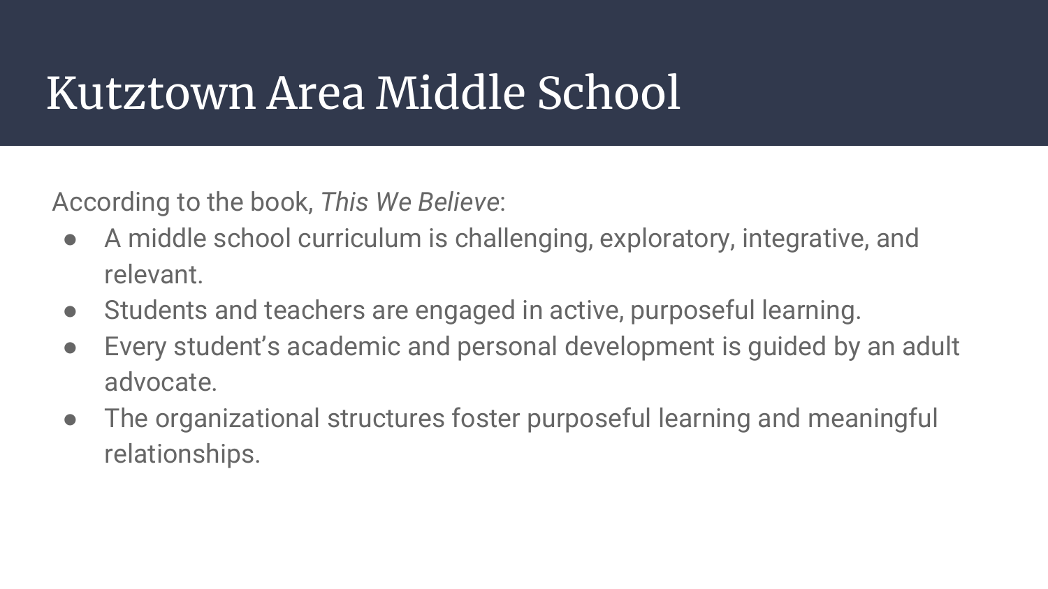# Kutztown Area Middle School

According to the book, *This We Believe*:

- A middle school curriculum is challenging, exploratory, integrative, and relevant.
- Students and teachers are engaged in active, purposeful learning.
- Every student's academic and personal development is guided by an adult advocate.
- The organizational structures foster purposeful learning and meaningful relationships.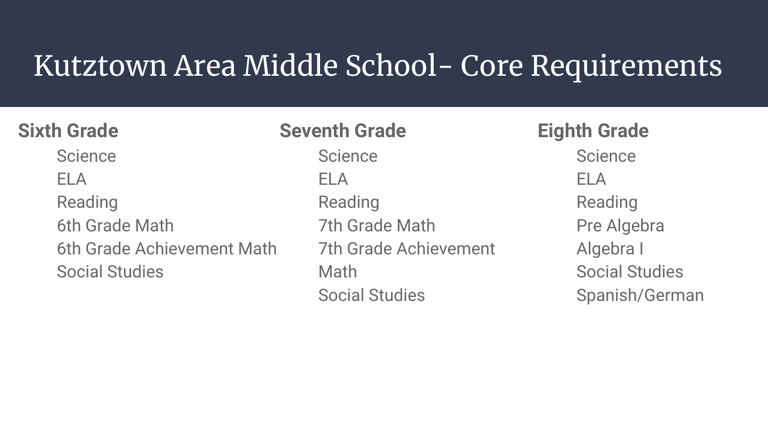# Kutztown Area Middle School- Core Requirements

**Sixth Grade**

- Science
- ELA
- Reading
- 6th Grade Math
- 6th Grade Achievement Math
- Social Studies

**Seventh Grade**

- Science
- ELA
- Reading
- 7th Grade Math
- 7th Grade Achievement Math
- Social Studies

**Eighth Grade**

- Science
- ELA
- Reading
- Pre Algebra
- Algebra I
- Social Studies
- Spanish/German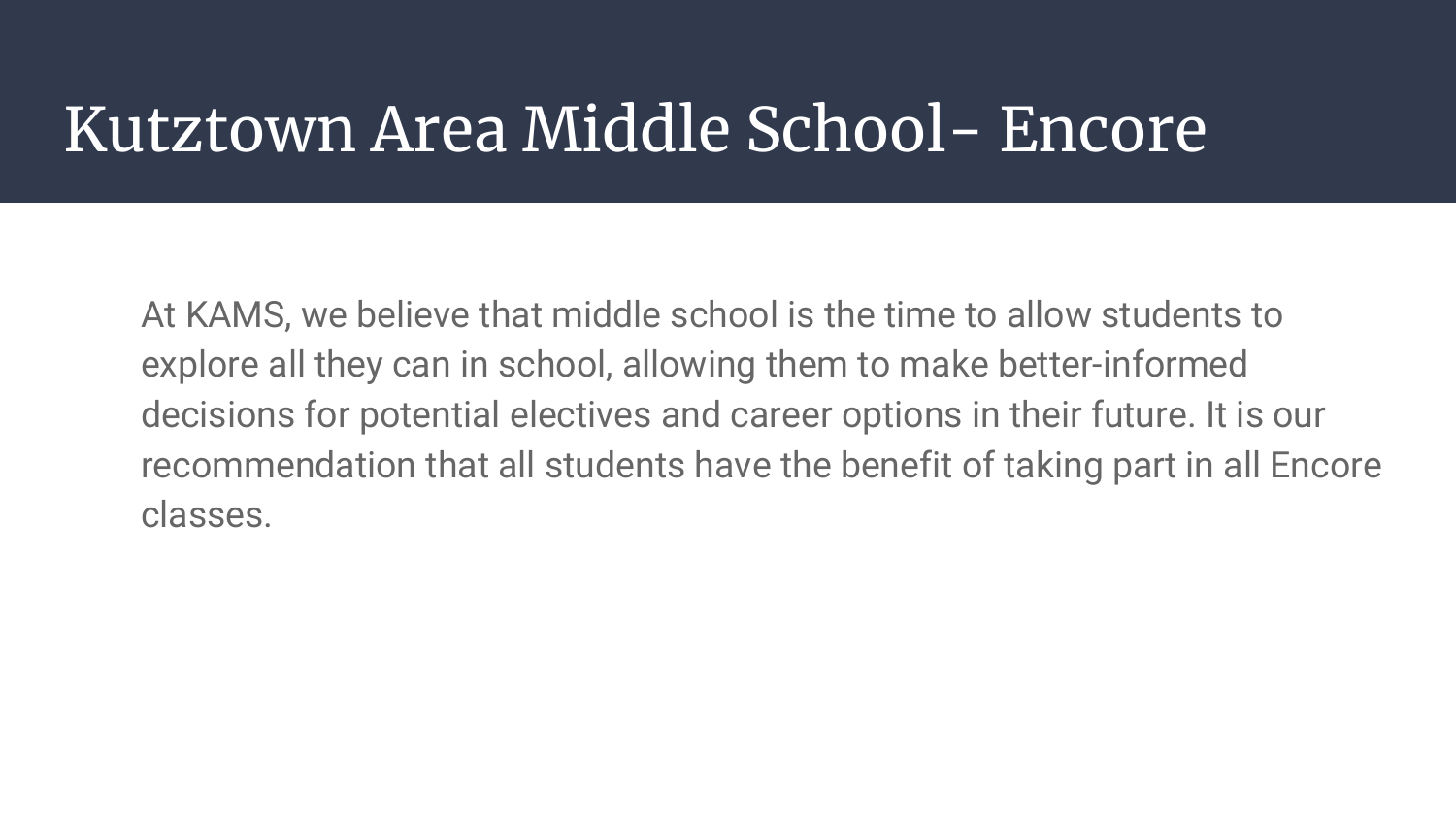# Kutztown Area Middle School- Encore

At KAMS, we believe that middle school is the time to allow students to explore all they can in school, allowing them to make better-informed decisions for potential electives and career options in their future. It is our recommendation that all students have the benefit of taking part in all Encore classes.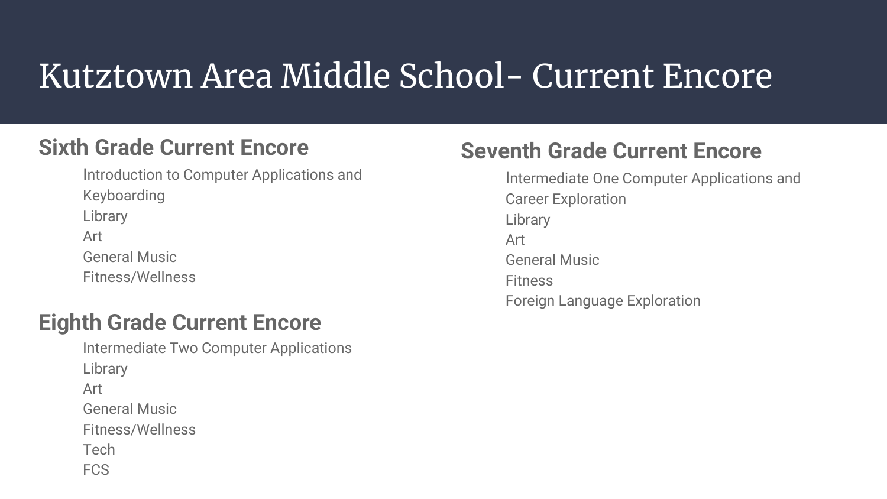# Kutztown Area Middle School- Current Encore

## Sixth Grade Current Encore

- Introduction to Computer Applications and Keyboarding
- Library
- Art
- General Music
- Fitness/Wellness

## Seventh Grade Current Encore

- Intermediate One Computer Applications and Career Exploration
- Library
- Art
- General Music
- Fitness
- Foreign Language Exploration

## Eighth Grade Current Encore

- Intermediate Two Computer Applications
- Library
- Art
- General Music
- Fitness/Wellness
- Tech
- FCS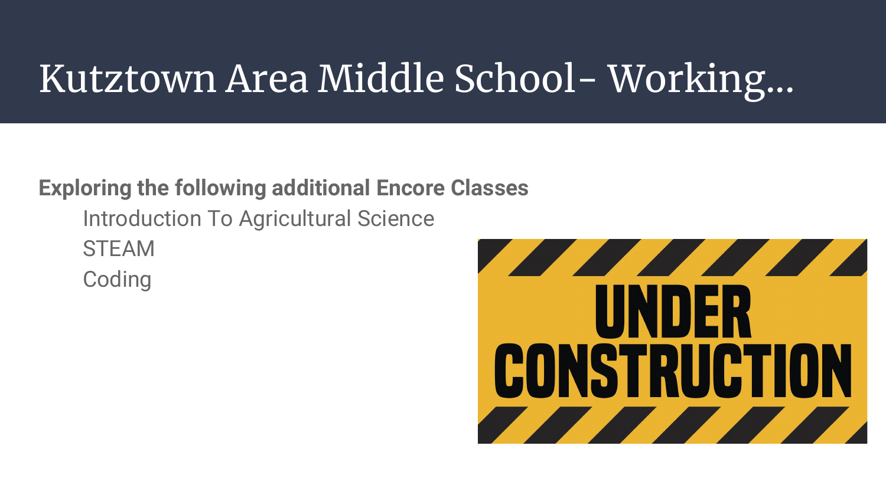# Kutztown Area Middle School- Working...

**Exploring the following additional Encore Classes**

- Introduction To Agricultural Science
- STEAM
- Coding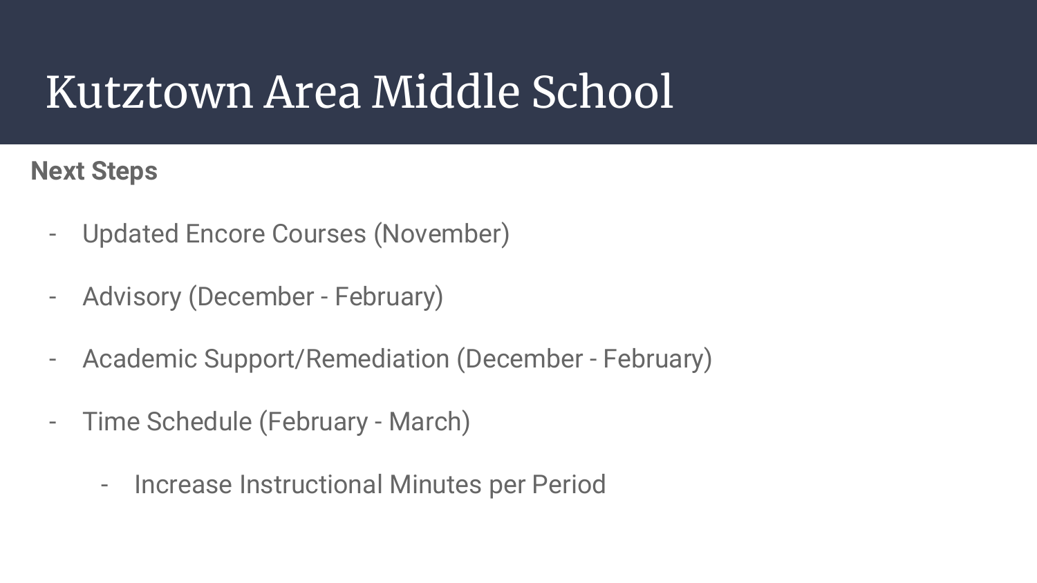# Kutztown Area Middle School

**Next Steps**

- Updated Encore Courses (November)
- Advisory (December - February)
- Academic Support/Remediation (December - February)
- Time Schedule (February - March)
  - Increase Instructional Minutes per Period